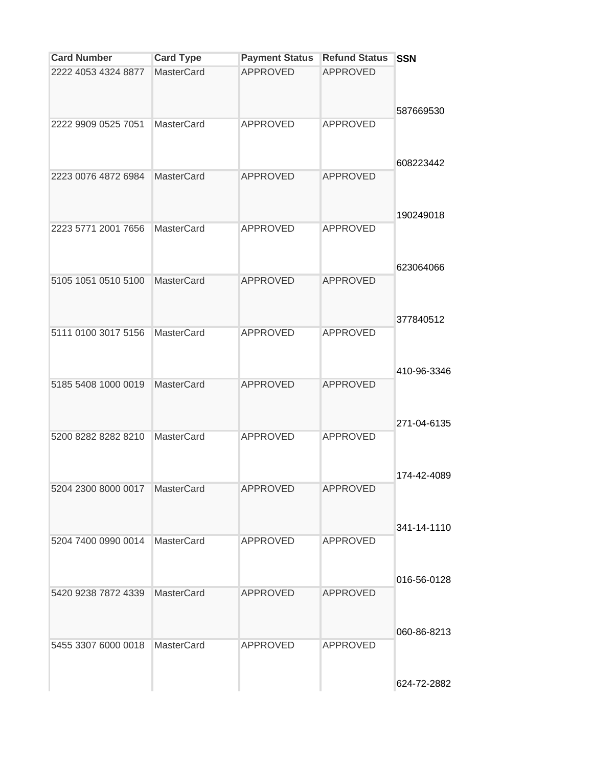| Card Number | Card Type | Payment Status | Refund Status | SSN |
| --- | --- | --- | --- | --- |
| 2222 4053 4324 8877 | MasterCard | APPROVED | APPROVED | 587669530 |
| 2222 9909 0525 7051 | MasterCard | APPROVED | APPROVED | 608223442 |
| 2223 0076 4872 6984 | MasterCard | APPROVED | APPROVED | 190249018 |
| 2223 5771 2001 7656 | MasterCard | APPROVED | APPROVED | 623064066 |
| 5105 1051 0510 5100 | MasterCard | APPROVED | APPROVED | 377840512 |
| 5111 0100 3017 5156 | MasterCard | APPROVED | APPROVED | 410-96-3346 |
| 5185 5408 1000 0019 | MasterCard | APPROVED | APPROVED | 271-04-6135 |
| 5200 8282 8282 8210 | MasterCard | APPROVED | APPROVED | 174-42-4089 |
| 5204 2300 8000 0017 | MasterCard | APPROVED | APPROVED | 341-14-1110 |
| 5204 7400 0990 0014 | MasterCard | APPROVED | APPROVED | 016-56-0128 |
| 5420 9238 7872 4339 | MasterCard | APPROVED | APPROVED | 060-86-8213 |
| 5455 3307 6000 0018 | MasterCard | APPROVED | APPROVED | 624-72-2882 |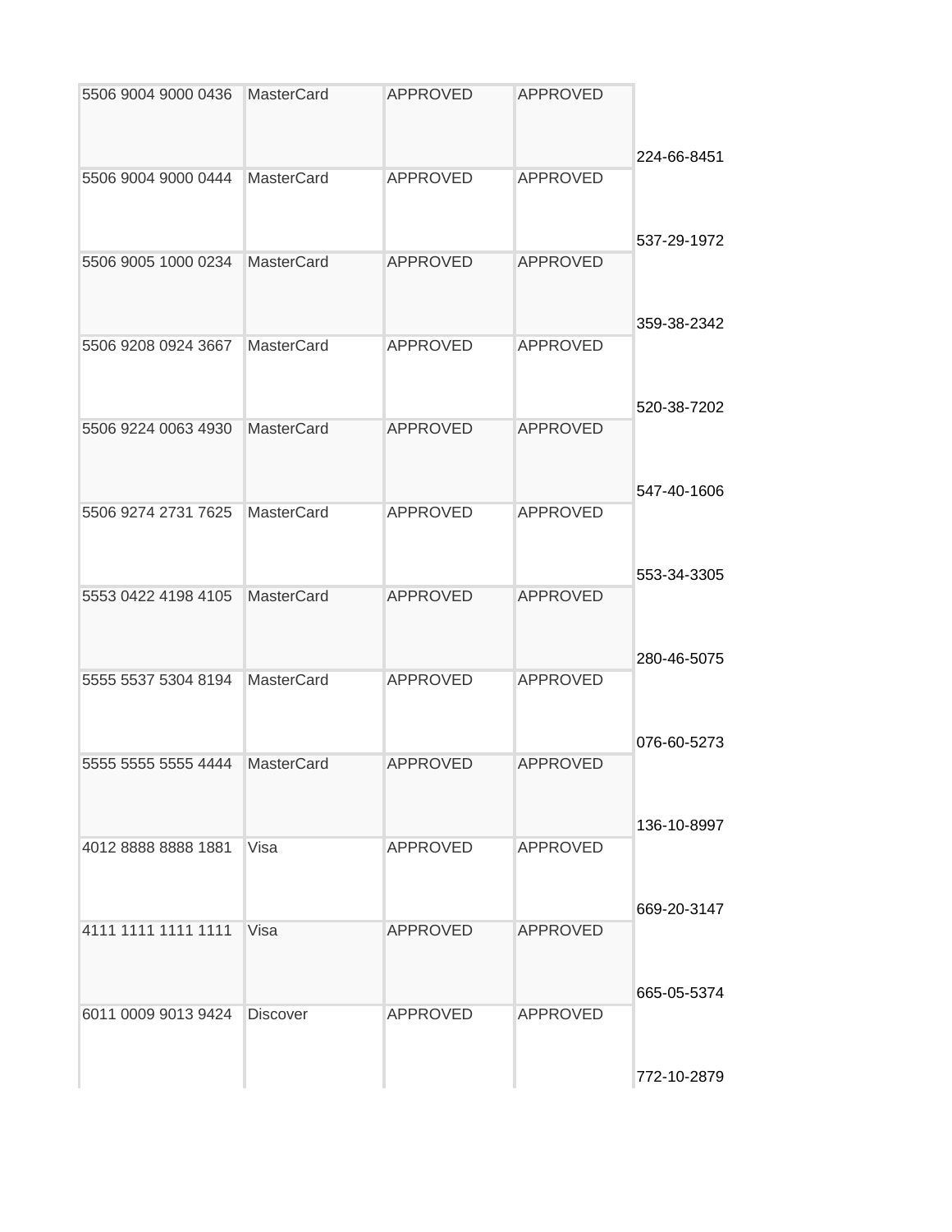| | | | | |
|---|---|---|---|---|
| 5506 9004 9000 0436 | MasterCard | APPROVED | APPROVED | 224-66-8451 |
| 5506 9004 9000 0444 | MasterCard | APPROVED | APPROVED | 537-29-1972 |
| 5506 9005 1000 0234 | MasterCard | APPROVED | APPROVED | 359-38-2342 |
| 5506 9208 0924 3667 | MasterCard | APPROVED | APPROVED | 520-38-7202 |
| 5506 9224 0063 4930 | MasterCard | APPROVED | APPROVED | 547-40-1606 |
| 5506 9274 2731 7625 | MasterCard | APPROVED | APPROVED | 553-34-3305 |
| 5553 0422 4198 4105 | MasterCard | APPROVED | APPROVED | 280-46-5075 |
| 5555 5537 5304 8194 | MasterCard | APPROVED | APPROVED | 076-60-5273 |
| 5555 5555 5555 4444 | MasterCard | APPROVED | APPROVED | 136-10-8997 |
| 4012 8888 8888 1881 | Visa | APPROVED | APPROVED | 669-20-3147 |
| 4111 1111 1111 1111 | Visa | APPROVED | APPROVED | 665-05-5374 |
| 6011 0009 9013 9424 | Discover | APPROVED | APPROVED | 772-10-2879 |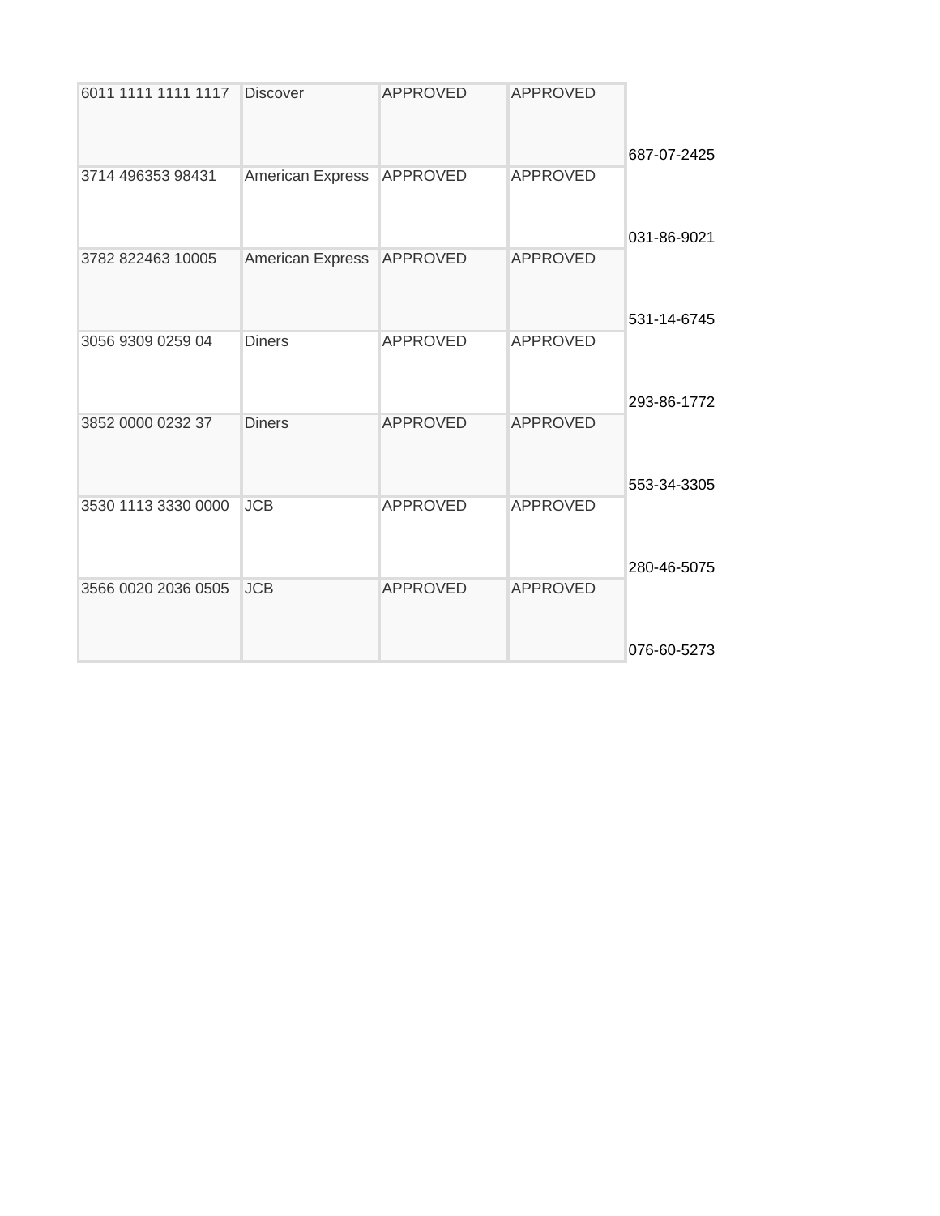| | | | | |
|---|---|---|---|---|
| 6011 1111 1111 1117 | Discover | APPROVED | APPROVED | 687-07-2425 |
| 3714 496353 98431 | American Express | APPROVED | APPROVED | 031-86-9021 |
| 3782 822463 10005 | American Express | APPROVED | APPROVED | 531-14-6745 |
| 3056 9309 0259 04 | Diners | APPROVED | APPROVED | 293-86-1772 |
| 3852 0000 0232 37 | Diners | APPROVED | APPROVED | 553-34-3305 |
| 3530 1113 3330 0000 | JCB | APPROVED | APPROVED | 280-46-5075 |
| 3566 0020 2036 0505 | JCB | APPROVED | APPROVED | 076-60-5273 |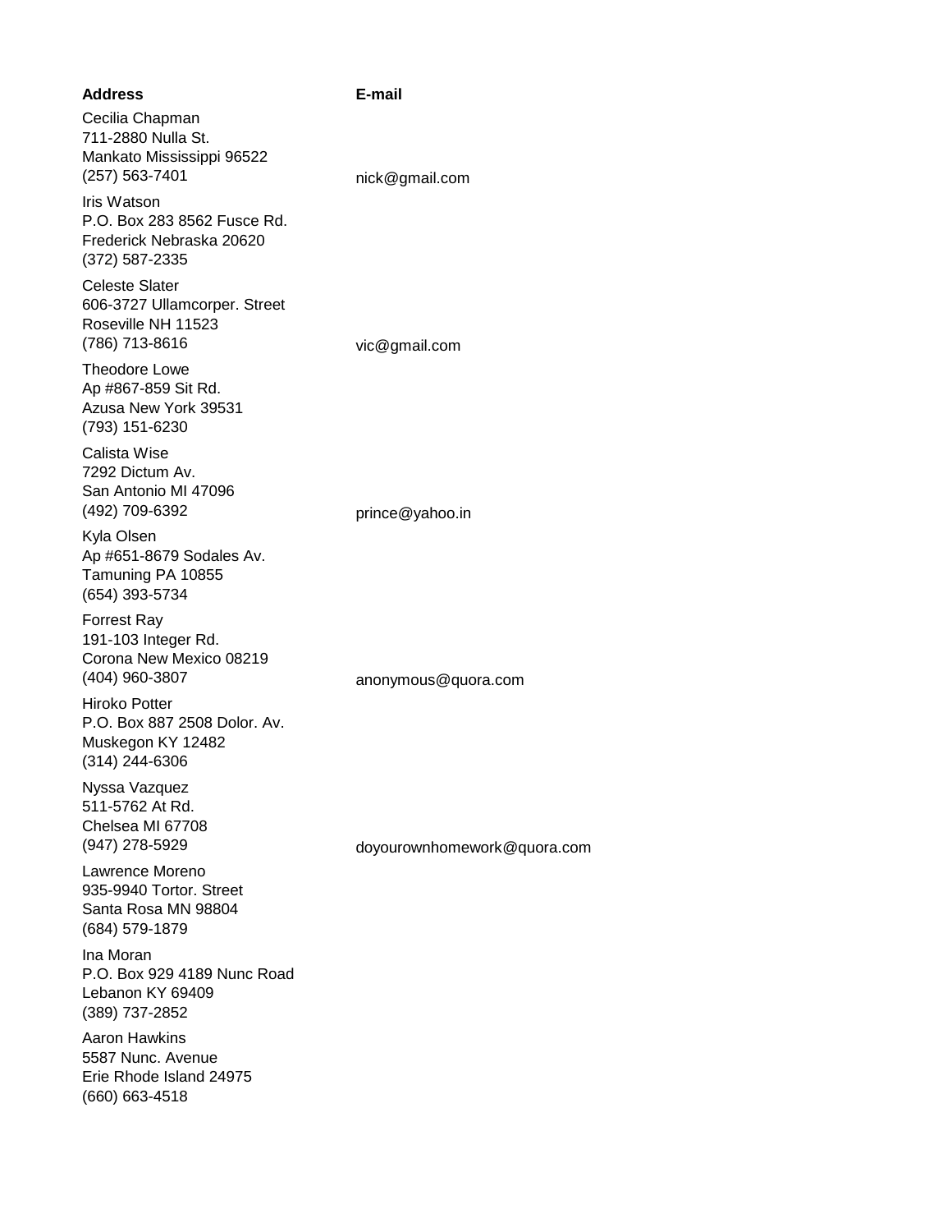| Address | E-mail |
| --- | --- |
| Cecilia Chapman<br>711-2880 Nulla St.<br>Mankato Mississippi 96522<br>(257) 563-7401 | nick@gmail.com |
| Iris Watson<br>P.O. Box 283 8562 Fusce Rd.<br>Frederick Nebraska 20620<br>(372) 587-2335 | |
| Celeste Slater<br>606-3727 Ullamcorper. Street<br>Roseville NH 11523<br>(786) 713-8616 | vic@gmail.com |
| Theodore Lowe<br>Ap #867-859 Sit Rd.<br>Azusa New York 39531<br>(793) 151-6230 | |
| Calista Wise<br>7292 Dictum Av.<br>San Antonio MI 47096<br>(492) 709-6392 | prince@yahoo.in |
| Kyla Olsen<br>Ap #651-8679 Sodales Av.<br>Tamuning PA 10855<br>(654) 393-5734 | |
| Forrest Ray<br>191-103 Integer Rd.<br>Corona New Mexico 08219<br>(404) 960-3807 | anonymous@quora.com |
| Hiroko Potter<br>P.O. Box 887 2508 Dolor. Av.<br>Muskegon KY 12482<br>(314) 244-6306 | |
| Nyssa Vazquez<br>511-5762 At Rd.<br>Chelsea MI 67708<br>(947) 278-5929 | doyourownhomework@quora.com |
| Lawrence Moreno<br>935-9940 Tortor. Street<br>Santa Rosa MN 98804<br>(684) 579-1879 | |
| Ina Moran<br>P.O. Box 929 4189 Nunc Road<br>Lebanon KY 69409<br>(389) 737-2852 | |
| Aaron Hawkins<br>5587 Nunc. Avenue<br>Erie Rhode Island 24975<br>(660) 663-4518 | |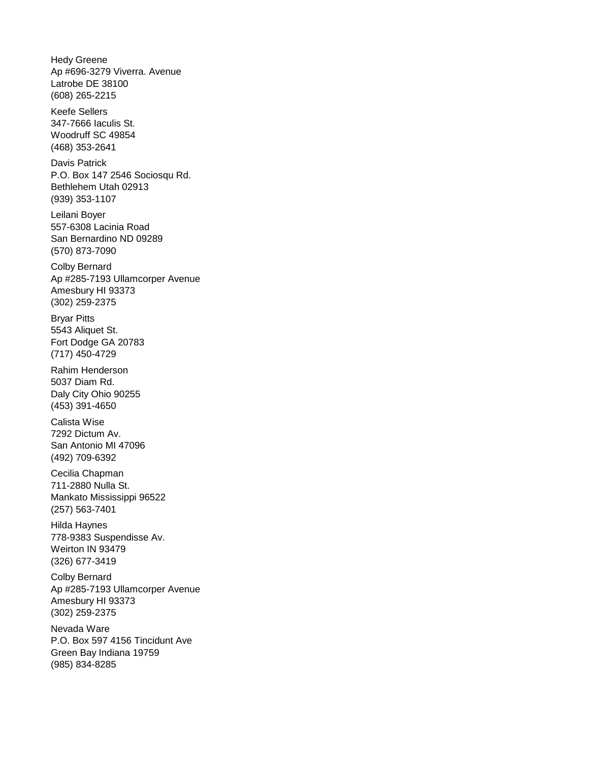Hedy Greene
Ap #696-3279 Viverra. Avenue
Latrobe DE 38100
(608) 265-2215

Keefe Sellers
347-7666 Iaculis St.
Woodruff SC 49854
(468) 353-2641

Davis Patrick
P.O. Box 147 2546 Sociosqu Rd.
Bethlehem Utah 02913
(939) 353-1107

Leilani Boyer
557-6308 Lacinia Road
San Bernardino ND 09289
(570) 873-7090

Colby Bernard
Ap #285-7193 Ullamcorper Avenue
Amesbury HI 93373
(302) 259-2375

Bryar Pitts
5543 Aliquet St.
Fort Dodge GA 20783
(717) 450-4729

Rahim Henderson
5037 Diam Rd.
Daly City Ohio 90255
(453) 391-4650

Calista Wise
7292 Dictum Av.
San Antonio MI 47096
(492) 709-6392

Cecilia Chapman
711-2880 Nulla St.
Mankato Mississippi 96522
(257) 563-7401

Hilda Haynes
778-9383 Suspendisse Av.
Weirton IN 93479
(326) 677-3419

Colby Bernard
Ap #285-7193 Ullamcorper Avenue
Amesbury HI 93373
(302) 259-2375

Nevada Ware
P.O. Box 597 4156 Tincidunt Ave
Green Bay Indiana 19759
(985) 834-8285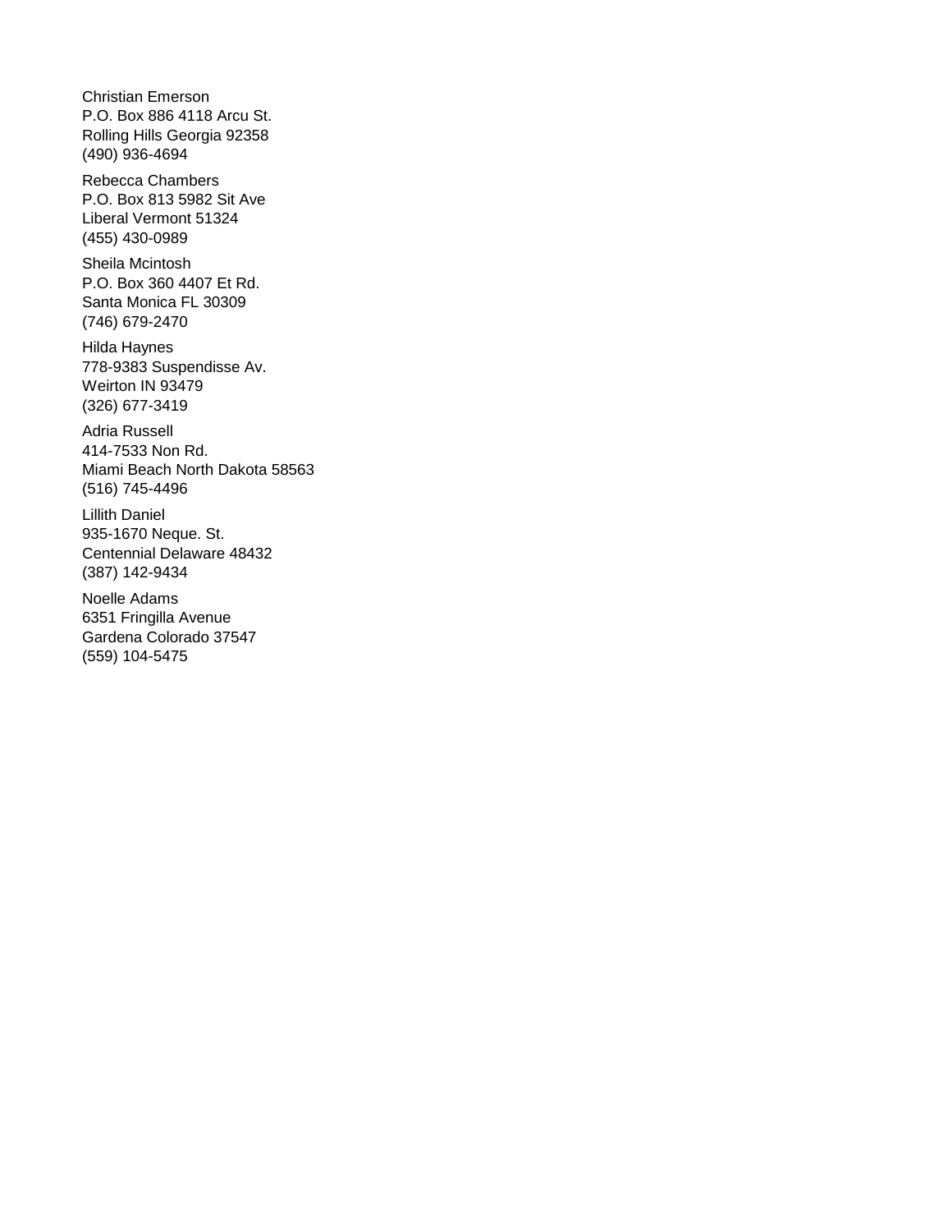Christian Emerson
P.O. Box 886 4118 Arcu St.
Rolling Hills Georgia 92358
(490) 936-4694

Rebecca Chambers
P.O. Box 813 5982 Sit Ave
Liberal Vermont 51324
(455) 430-0989

Sheila Mcintosh
P.O. Box 360 4407 Et Rd.
Santa Monica FL 30309
(746) 679-2470

Hilda Haynes
778-9383 Suspendisse Av.
Weirton IN 93479
(326) 677-3419

Adria Russell
414-7533 Non Rd.
Miami Beach North Dakota 58563
(516) 745-4496

Lillith Daniel
935-1670 Neque. St.
Centennial Delaware 48432
(387) 142-9434

Noelle Adams
6351 Fringilla Avenue
Gardena Colorado 37547
(559) 104-5475